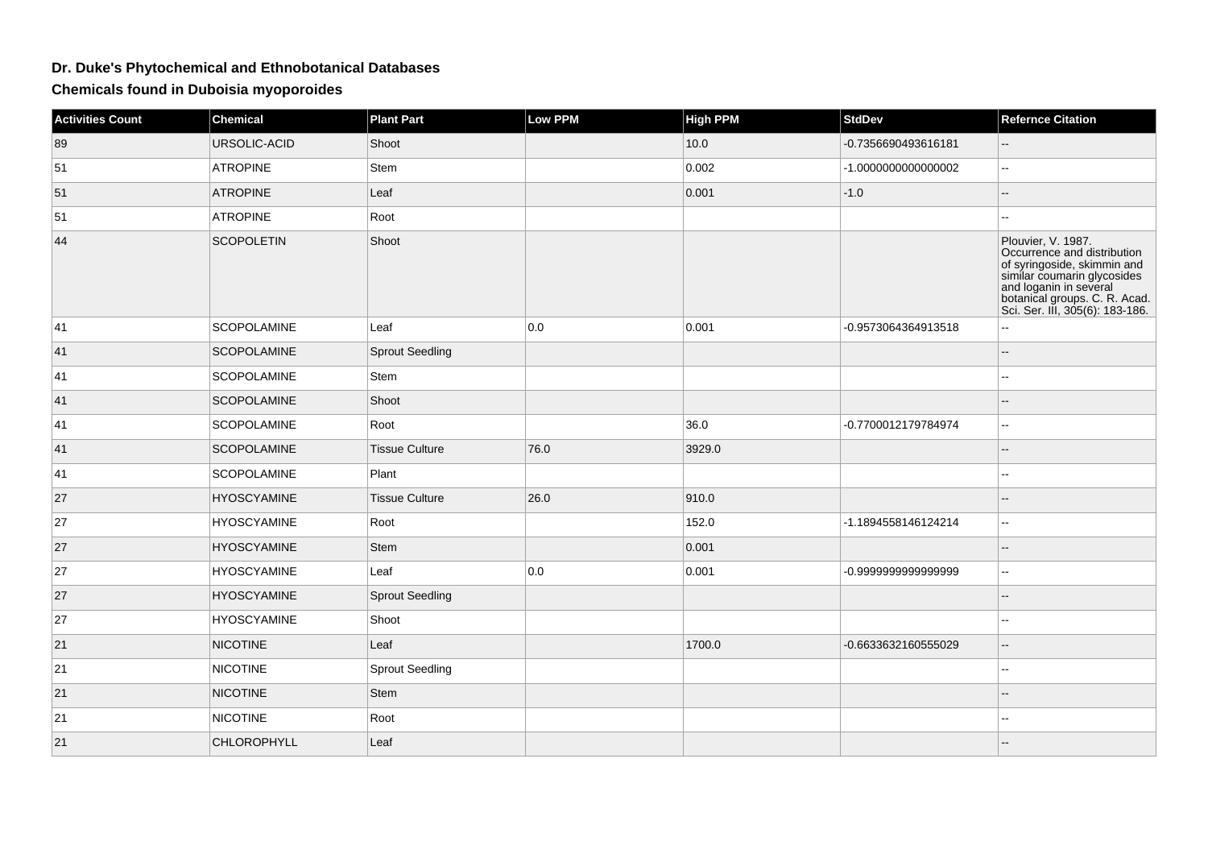# Dr. Duke's Phytochemical and Ethnobotanical Databases

## Chemicals found in Duboisia myoporoides

| Activities Count | Chemical | Plant Part | Low PPM | High PPM | StdDev | Refernce Citation |
|---|---|---|---|---|---|---|
| 89 | URSOLIC-ACID | Shoot | | 10.0 | -0.7356690493616181 | -- |
| 51 | ATROPINE | Stem | | 0.002 | -1.0000000000000002 | -- |
| 51 | ATROPINE | Leaf | | 0.001 | -1.0 | -- |
| 51 | ATROPINE | Root | | | | -- |
| 44 | SCOPOLETIN | Shoot | | | | Plouvier, V. 1987. Occurrence and distribution of syringoside, skimmin and similar coumarin glycosides and loganin in several botanical groups. C. R. Acad. Sci. Ser. III, 305(6): 183-186. |
| 41 | SCOPOLAMINE | Leaf | 0.0 | 0.001 | -0.9573064364913518 | -- |
| 41 | SCOPOLAMINE | Sprout Seedling | | | | -- |
| 41 | SCOPOLAMINE | Stem | | | | -- |
| 41 | SCOPOLAMINE | Shoot | | | | -- |
| 41 | SCOPOLAMINE | Root | | 36.0 | -0.7700012179784974 | -- |
| 41 | SCOPOLAMINE | Tissue Culture | 76.0 | 3929.0 | | -- |
| 41 | SCOPOLAMINE | Plant | | | | -- |
| 27 | HYOSCYAMINE | Tissue Culture | 26.0 | 910.0 | | -- |
| 27 | HYOSCYAMINE | Root | | 152.0 | -1.1894558146124214 | -- |
| 27 | HYOSCYAMINE | Stem | | 0.001 | | -- |
| 27 | HYOSCYAMINE | Leaf | 0.0 | 0.001 | -0.9999999999999999 | -- |
| 27 | HYOSCYAMINE | Sprout Seedling | | | | -- |
| 27 | HYOSCYAMINE | Shoot | | | | -- |
| 21 | NICOTINE | Leaf | | 1700.0 | -0.6633632160555029 | -- |
| 21 | NICOTINE | Sprout Seedling | | | | -- |
| 21 | NICOTINE | Stem | | | | -- |
| 21 | NICOTINE | Root | | | | -- |
| 21 | CHLOROPHYLL | Leaf | | | | -- |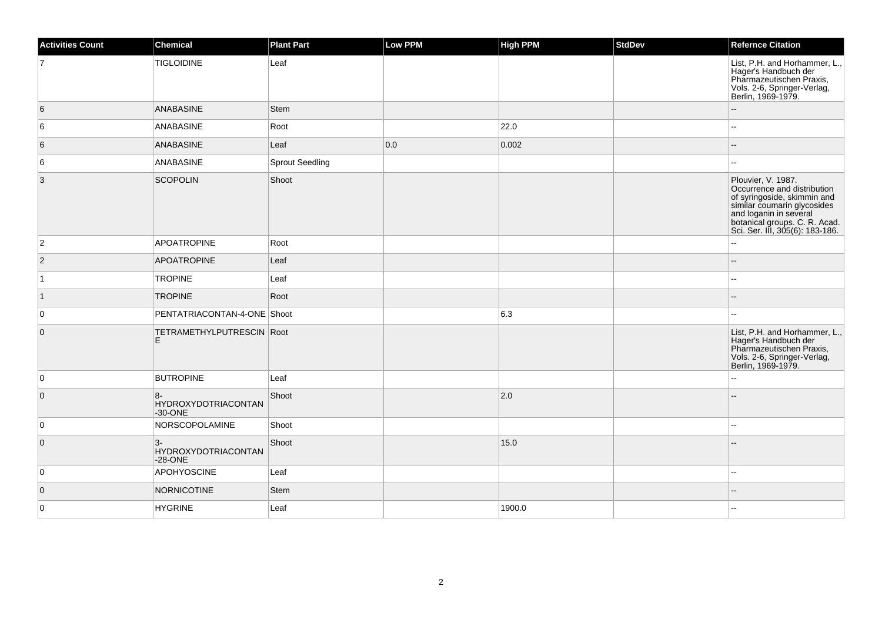| Activities Count | Chemical | Plant Part | Low PPM | High PPM | StdDev | Refernce Citation |
|---|---|---|---|---|---|---|
| 7 | TIGLOIDINE | Leaf | | | | List, P.H. and Horhammer, L., Hager's Handbuch der Pharmazeutischen Praxis, Vols. 2-6, Springer-Verlag, Berlin, 1969-1979. |
| 6 | ANABASINE | Stem | | | | -- |
| 6 | ANABASINE | Root | | 22.0 | | -- |
| 6 | ANABASINE | Leaf | 0.0 | 0.002 | | -- |
| 6 | ANABASINE | Sprout Seedling | | | | -- |
| 3 | SCOPOLIN | Shoot | | | | Plouvier, V. 1987. Occurrence and distribution of syringoside, skimmin and similar coumarin glycosides and loganin in several botanical groups. C. R. Acad. Sci. Ser. III, 305(6): 183-186. |
| 2 | APOATROPINE | Root | | | | -- |
| 2 | APOATROPINE | Leaf | | | | -- |
| 1 | TROPINE | Leaf | | | | -- |
| 1 | TROPINE | Root | | | | -- |
| 0 | PENTATRIACONTAN-4-ONE | Shoot | | 6.3 | | -- |
| 0 | TETRAMETHYLPUTRESCINE | Root | | | | List, P.H. and Horhammer, L., Hager's Handbuch der Pharmazeutischen Praxis, Vols. 2-6, Springer-Verlag, Berlin, 1969-1979. |
| 0 | BUTROPINE | Leaf | | | | -- |
| 0 | 8-HYDROXYDOTRIACONTAN-30-ONE | Shoot | | 2.0 | | -- |
| 0 | NORSCOPOLAMINE | Shoot | | | | -- |
| 0 | 3-HYDROXYDOTRIACONTAN-28-ONE | Shoot | | 15.0 | | -- |
| 0 | APOHYOSCINE | Leaf | | | | -- |
| 0 | NORNICOTINE | Stem | | | | -- |
| 0 | HYGRINE | Leaf | | 1900.0 | | -- |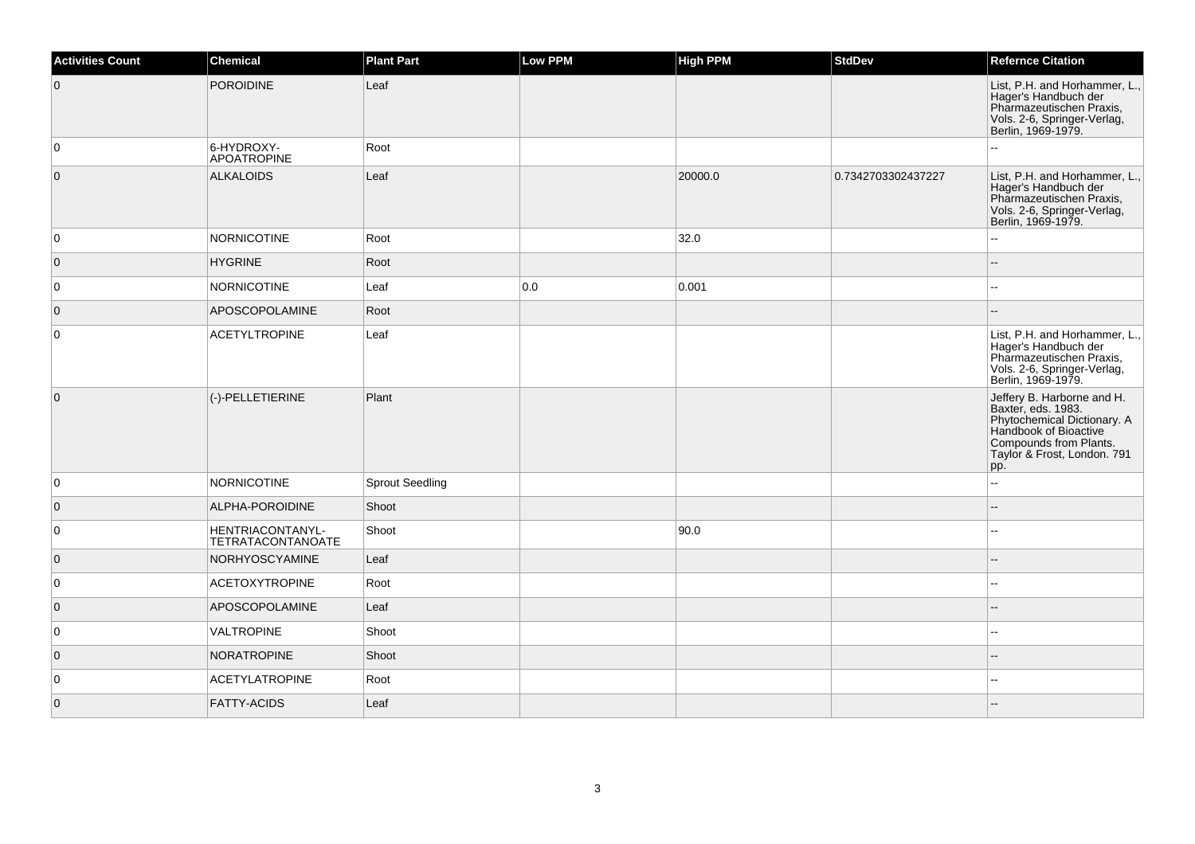| Activities Count | Chemical | Plant Part | Low PPM | High PPM | StdDev | Refernce Citation |
|---|---|---|---|---|---|---|
| 0 | POROIDINE | Leaf | | | | List, P.H. and Horhammer, L., Hager's Handbuch der Pharmazeutischen Praxis, Vols. 2-6, Springer-Verlag, Berlin, 1969-1979. |
| 0 | 6-HYDROXY-APOATROPINE | Root | | | | -- |
| 0 | ALKALOIDS | Leaf | | 20000.0 | 0.7342703302437227 | List, P.H. and Horhammer, L., Hager's Handbuch der Pharmazeutischen Praxis, Vols. 2-6, Springer-Verlag, Berlin, 1969-1979. |
| 0 | NORNICOTINE | Root | | 32.0 | | -- |
| 0 | HYGRINE | Root | | | | -- |
| 0 | NORNICOTINE | Leaf | 0.0 | 0.001 | | -- |
| 0 | APOSCOPOLAMINE | Root | | | | -- |
| 0 | ACETYLTROPINE | Leaf | | | | List, P.H. and Horhammer, L., Hager's Handbuch der Pharmazeutischen Praxis, Vols. 2-6, Springer-Verlag, Berlin, 1969-1979. |
| 0 | (-)-PELLETIERINE | Plant | | | | Jeffery B. Harborne and H. Baxter, eds. 1983. Phytochemical Dictionary. A Handbook of Bioactive Compounds from Plants. Taylor & Frost, London. 791 pp. |
| 0 | NORNICOTINE | Sprout Seedling | | | | -- |
| 0 | ALPHA-POROIDINE | Shoot | | | | -- |
| 0 | HENTRIACONTANYL-TETRATACONTANOATE | Shoot | | 90.0 | | -- |
| 0 | NORHYOSCYAMINE | Leaf | | | | -- |
| 0 | ACETOXYTROPINE | Root | | | | -- |
| 0 | APOSCOPOLAMINE | Leaf | | | | -- |
| 0 | VALTROPINE | Shoot | | | | -- |
| 0 | NORATROPINE | Shoot | | | | -- |
| 0 | ACETYLATROPINE | Root | | | | -- |
| 0 | FATTY-ACIDS | Leaf | | | | -- |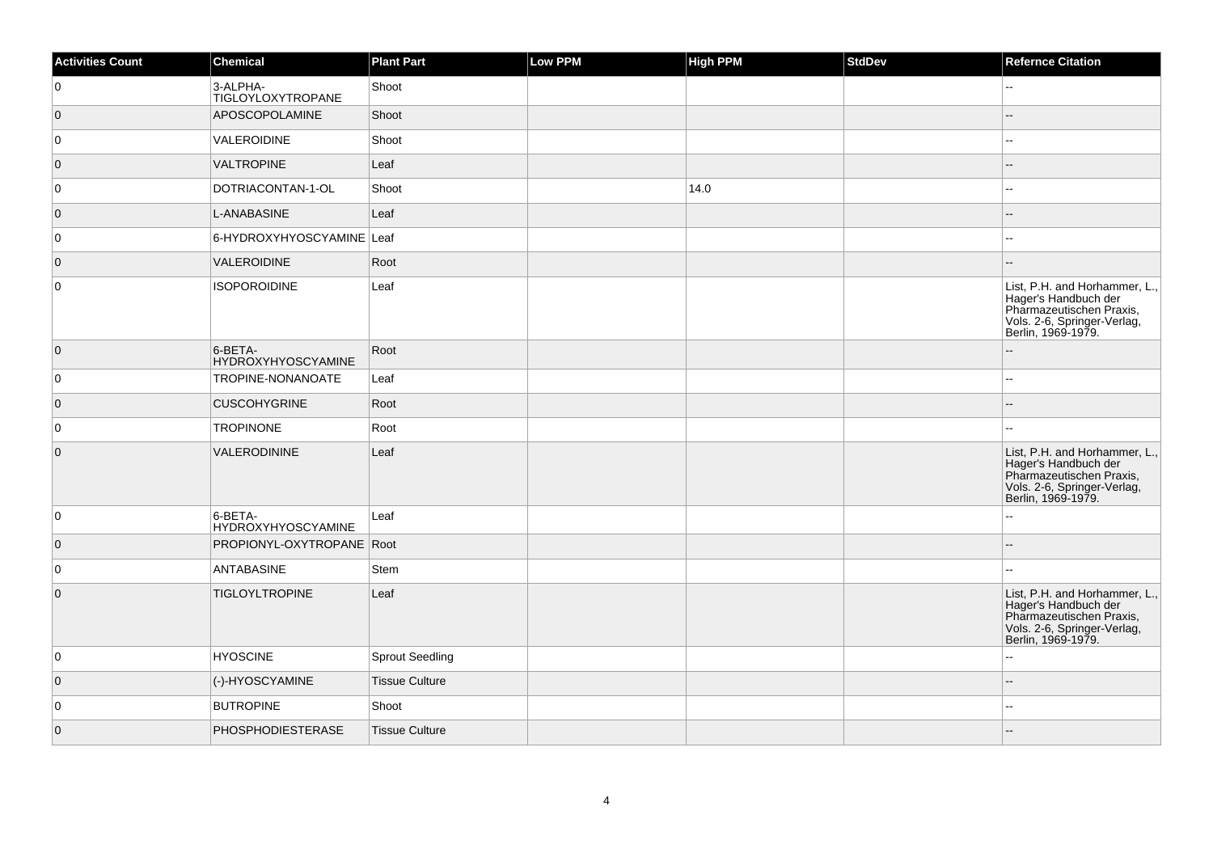| Activities Count | Chemical | Plant Part | Low PPM | High PPM | StdDev | Refernce Citation |
|---|---|---|---|---|---|---|
| 0 | 3-ALPHA-TIGLOYLOXYTROPANE | Shoot | | | | -- |
| 0 | APOSCOPOLAMINE | Shoot | | | | -- |
| 0 | VALEROIDINE | Shoot | | | | -- |
| 0 | VALTROPINE | Leaf | | | | -- |
| 0 | DOTRIACONTAN-1-OL | Shoot | | 14.0 | | -- |
| 0 | L-ANABASINE | Leaf | | | | -- |
| 0 | 6-HYDROXYHYOSCYAMINE | Leaf | | | | -- |
| 0 | VALEROIDINE | Root | | | | -- |
| 0 | ISOPOROIDINE | Leaf | | | | List, P.H. and Horhammer, L., Hager's Handbuch der Pharmazeutischen Praxis, Vols. 2-6, Springer-Verlag, Berlin, 1969-1979. |
| 0 | 6-BETA-HYDROXYHYOSCYAMINE | Root | | | | -- |
| 0 | TROPINE-NONANOATE | Leaf | | | | -- |
| 0 | CUSCOHYGRINE | Root | | | | -- |
| 0 | TROPINONE | Root | | | | -- |
| 0 | VALERODININE | Leaf | | | | List, P.H. and Horhammer, L., Hager's Handbuch der Pharmazeutischen Praxis, Vols. 2-6, Springer-Verlag, Berlin, 1969-1979. |
| 0 | 6-BETA-HYDROXYHYOSCYAMINE | Leaf | | | | -- |
| 0 | PROPIONYL-OXYTROPANE | Root | | | | -- |
| 0 | ANTABASINE | Stem | | | | -- |
| 0 | TIGLOYLTROPINE | Leaf | | | | List, P.H. and Horhammer, L., Hager's Handbuch der Pharmazeutischen Praxis, Vols. 2-6, Springer-Verlag, Berlin, 1969-1979. |
| 0 | HYOSCINE | Sprout Seedling | | | | -- |
| 0 | (-)-HYOSCYAMINE | Tissue Culture | | | | -- |
| 0 | BUTROPINE | Shoot | | | | -- |
| 0 | PHOSPHODIESTERASE | Tissue Culture | | | | -- |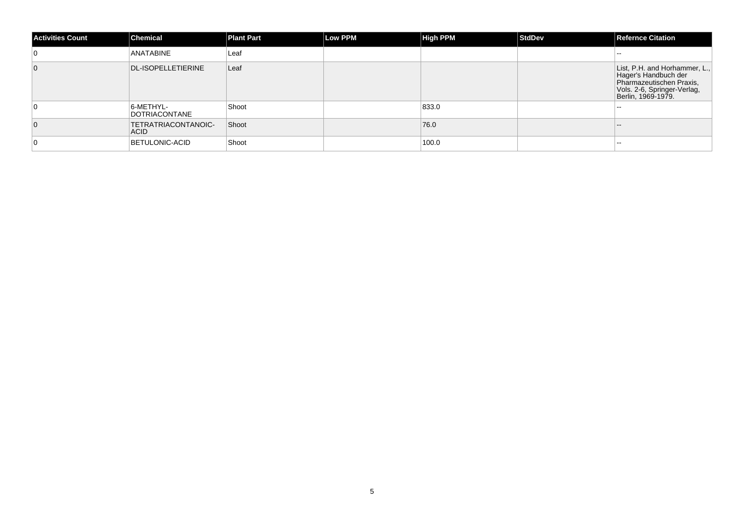| Activities Count | Chemical | Plant Part | Low PPM | High PPM | StdDev | Refernce Citation |
| --- | --- | --- | --- | --- | --- | --- |
| 0 | ANATABINE | Leaf | | | | -- |
| 0 | DL-ISOPELLETIERINE | Leaf | | | | List, P.H. and Horhammer, L., Hager's Handbuch der Pharmazeutischen Praxis, Vols. 2-6, Springer-Verlag, Berlin, 1969-1979. |
| 0 | 6-METHYL-DOTRIACONTANE | Shoot | | 833.0 | | -- |
| 0 | TETRATRIACONTANOIC-ACID | Shoot | | 76.0 | | -- |
| 0 | BETULONIC-ACID | Shoot | | 100.0 | | -- |